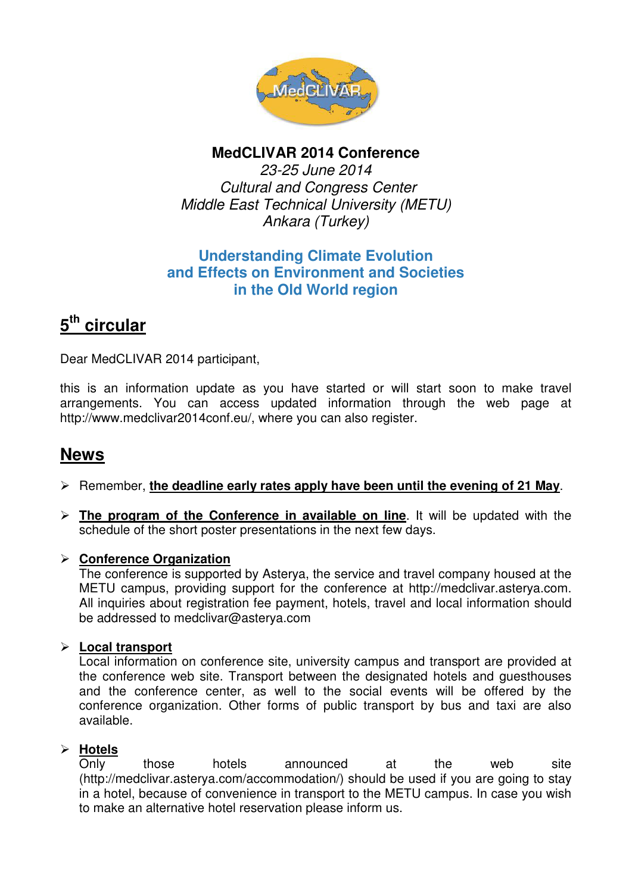**MedCLIVAR 2014 Conference**

*23-25 June 2014*

*Cultural and Congress Center*

*Middle East Technical University (METU)*

*Ankara (Turkey)*

**Understanding Climate Evolution and Effects on Environment and Societies in the Old World region**

# 5th circular

Dear MedCLIVAR 2014 participant,

this is an information update as you have started or will start soon to make travel arrangements. You can access updated information through the web page at http://www.medclivar2014conf.eu/, where you can also register.

# News

- Remember, **the deadline early rates apply have been until the evening of 21 May**.

- **The program of the Conference in available on line**. It will be updated with the schedule of the short poster presentations in the next few days.

- **Conference Organization**
  The conference is supported by Asterya, the service and travel company housed at the METU campus, providing support for the conference at http://medclivar.asterya.com. All inquiries about registration fee payment, hotels, travel and local information should be addressed to medclivar@asterya.com

- **Local transport**
  Local information on conference site, university campus and transport are provided at the conference web site. Transport between the designated hotels and guesthouses and the conference center, as well to the social events will be offered by the conference organization. Other forms of public transport by bus and taxi are also available.

- **Hotels**
  Only those hotels announced at the web site (http://medclivar.asterya.com/accommodation/) should be used if you are going to stay in a hotel, because of convenience in transport to the METU campus. In case you wish to make an alternative hotel reservation please inform us.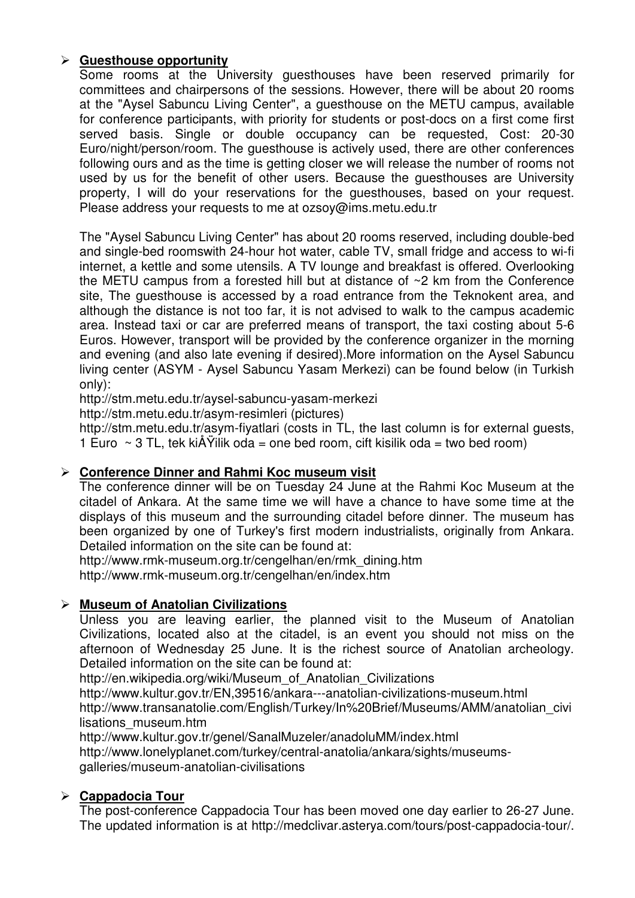- **Guesthouse opportunity**

  Some rooms at the University guesthouses have been reserved primarily for committees and chairpersons of the sessions. However, there will be about 20 rooms at the "Aysel Sabuncu Living Center", a guesthouse on the METU campus, available for conference participants, with priority for students or post-docs on a first come first served basis. Single or double occupancy can be requested, Cost: 20-30 Euro/night/person/room. The guesthouse is actively used, there are other conferences following ours and as the time is getting closer we will release the number of rooms not used by us for the benefit of other users. Because the guesthouses are University property, I will do your reservations for the guesthouses, based on your request. Please address your requests to me at ozsoy@ims.metu.edu.tr

  The "Aysel Sabuncu Living Center" has about 20 rooms reserved, including double-bed and single-bed roomswith 24-hour hot water, cable TV, small fridge and access to wi-fi internet, a kettle and some utensils. A TV lounge and breakfast is offered. Overlooking the METU campus from a forested hill but at distance of ~2 km from the Conference site, The guesthouse is accessed by a road entrance from the Teknokent area, and although the distance is not too far, it is not advised to walk to the campus academic area. Instead taxi or car are preferred means of transport, the taxi costing about 5-6 Euros. However, transport will be provided by the conference organizer in the morning and evening (and also late evening if desired).More information on the Aysel Sabuncu living center (ASYM - Aysel Sabuncu Yasam Merkezi) can be found below (in Turkish only):

  http://stm.metu.edu.tr/aysel-sabuncu-yasam-merkezi
  http://stm.metu.edu.tr/asym-resimleri (pictures)
  http://stm.metu.edu.tr/asym-fiyatlari (costs in TL, the last column is for external guests, 1 Euro ~ 3 TL, tek kiÅŸilik oda = one bed room, cift kisilik oda = two bed room)

- **Conference Dinner and Rahmi Koc museum visit**

  The conference dinner will be on Tuesday 24 June at the Rahmi Koc Museum at the citadel of Ankara. At the same time we will have a chance to have some time at the displays of this museum and the surrounding citadel before dinner. The museum has been organized by one of Turkey's first modern industrialists, originally from Ankara. Detailed information on the site can be found at:

  http://www.rmk-museum.org.tr/cengelhan/en/rmk_dining.htm
  http://www.rmk-museum.org.tr/cengelhan/en/index.htm

- **Museum of Anatolian Civilizations**

  Unless you are leaving earlier, the planned visit to the Museum of Anatolian Civilizations, located also at the citadel, is an event you should not miss on the afternoon of Wednesday 25 June. It is the richest source of Anatolian archeology. Detailed information on the site can be found at:

  http://en.wikipedia.org/wiki/Museum_of_Anatolian_Civilizations
  http://www.kultur.gov.tr/EN,39516/ankara---anatolian-civilizations-museum.html
  http://www.transanatolie.com/English/Turkey/In%20Brief/Museums/AMM/anatolian_civilisations_museum.htm
  http://www.kultur.gov.tr/genel/SanalMuzeler/anadoluMM/index.html
  http://www.lonelyplanet.com/turkey/central-anatolia/ankara/sights/museums-galleries/museum-anatolian-civilisations

- **Cappadocia Tour**

  The post-conference Cappadocia Tour has been moved one day earlier to 26-27 June. The updated information is at http://medclivar.asterya.com/tours/post-cappadocia-tour/.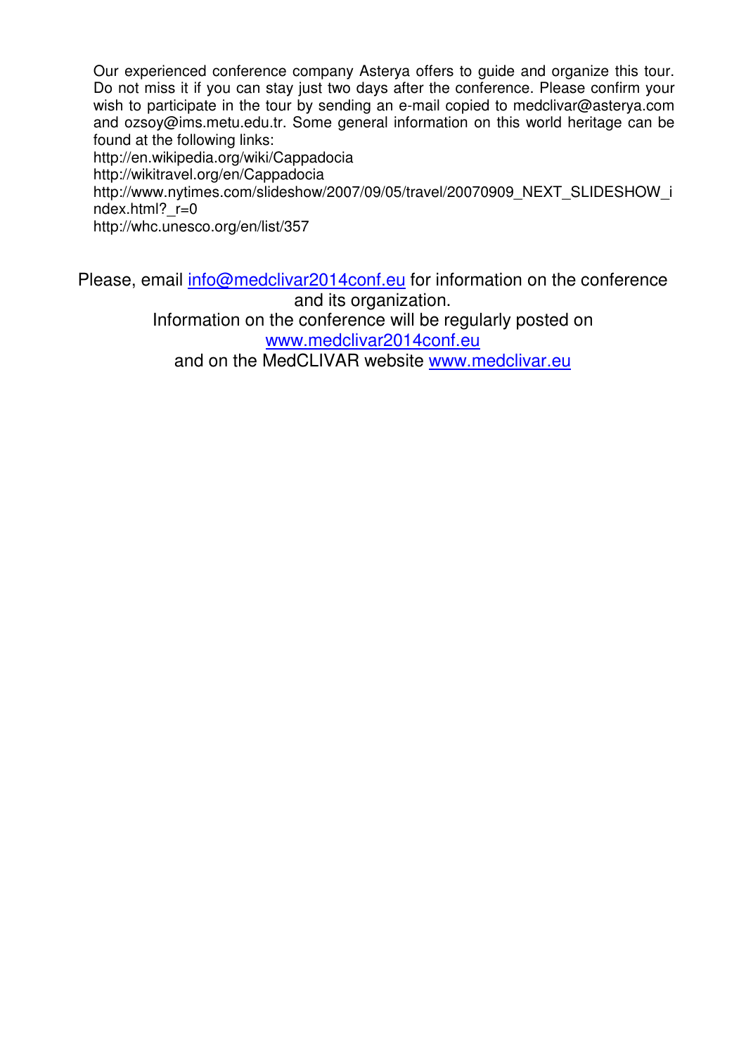Our experienced conference company Asterya offers to guide and organize this tour. Do not miss it if you can stay just two days after the conference. Please confirm your wish to participate in the tour by sending an e-mail copied to medclivar@asterya.com and ozsoy@ims.metu.edu.tr. Some general information on this world heritage can be found at the following links:

http://en.wikipedia.org/wiki/Cappadocia

http://wikitravel.org/en/Cappadocia

http://www.nytimes.com/slideshow/2007/09/05/travel/20070909_NEXT_SLIDESHOW_index.html?_r=0

http://whc.unesco.org/en/list/357

Please, email info@medclivar2014conf.eu for information on the conference and its organization.

Information on the conference will be regularly posted on www.medclivar2014conf.eu

and on the MedCLIVAR website www.medclivar.eu